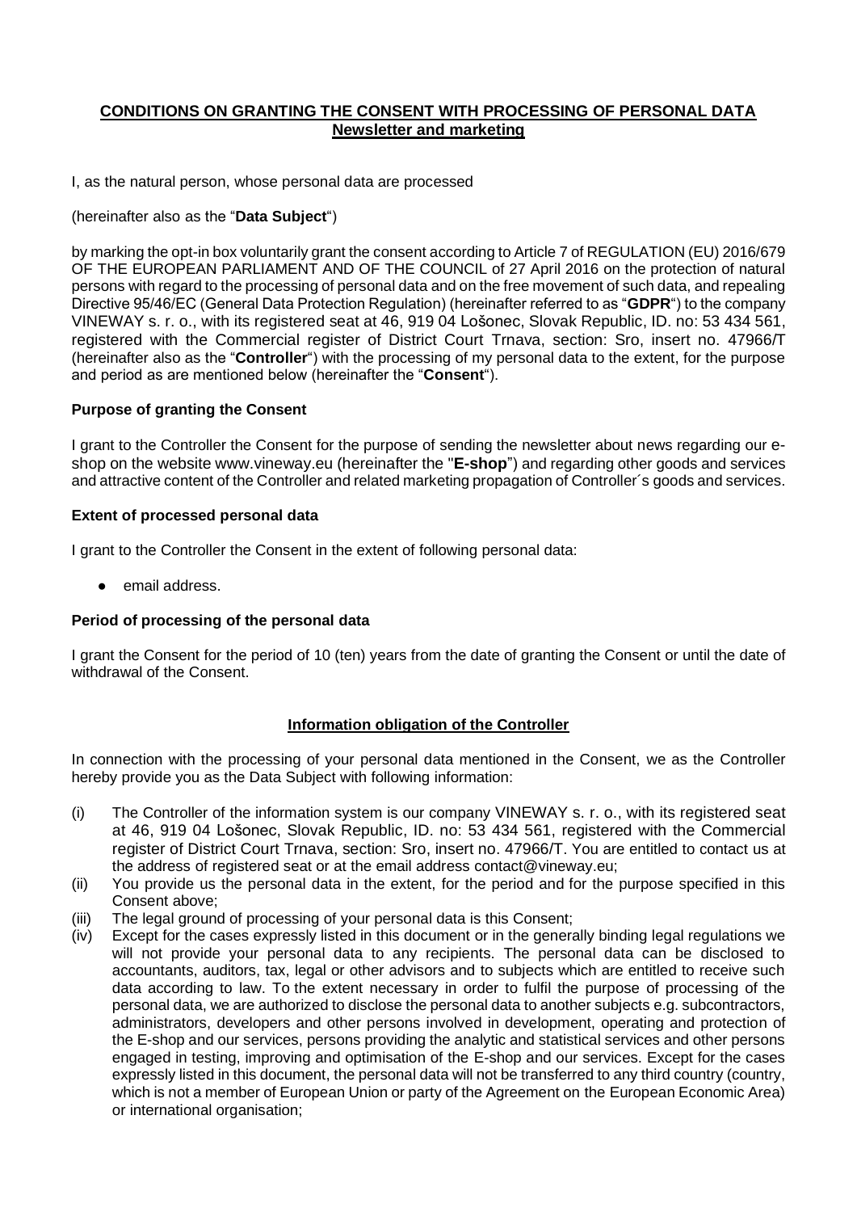**CONDITIONS ON GRANTING THE CONSENT WITH PROCESSING OF PERSONAL DATA**
**Newsletter and marketing**

I, as the natural person, whose personal data are processed

(hereinafter also as the "**Data Subject**")

by marking the opt-in box voluntarily grant the consent according to Article 7 of REGULATION (EU) 2016/679 OF THE EUROPEAN PARLIAMENT AND OF THE COUNCIL of 27 April 2016 on the protection of natural persons with regard to the processing of personal data and on the free movement of such data, and repealing Directive 95/46/EC (General Data Protection Regulation) (hereinafter referred to as "**GDPR**") to the company VINEWAY s. r. o., with its registered seat at 46, 919 04 Lošonec, Slovak Republic, ID. no: 53 434 561, registered with the Commercial register of District Court Trnava, section: Sro, insert no. 47966/T (hereinafter also as the "**Controller**") with the processing of my personal data to the extent, for the purpose and period as are mentioned below (hereinafter the "**Consent**").

**Purpose of granting the Consent**

I grant to the Controller the Consent for the purpose of sending the newsletter about news regarding our e-shop on the website www.vineway.eu (hereinafter the "**E-shop**") and regarding other goods and services and attractive content of the Controller and related marketing propagation of Controller´s goods and services.

**Extent of processed personal data**

I grant to the Controller the Consent in the extent of following personal data:

- email address.

**Period of processing of the personal data**

I grant the Consent for the period of 10 (ten) years from the date of granting the Consent or until the date of withdrawal of the Consent.

**Information obligation of the Controller**

In connection with the processing of your personal data mentioned in the Consent, we as the Controller hereby provide you as the Data Subject with following information:

(i) The Controller of the information system is our company VINEWAY s. r. o., with its registered seat at 46, 919 04 Lošonec, Slovak Republic, ID. no: 53 434 561, registered with the Commercial register of District Court Trnava, section: Sro, insert no. 47966/T. You are entitled to contact us at the address of registered seat or at the email address contact@vineway.eu;

(ii) You provide us the personal data in the extent, for the period and for the purpose specified in this Consent above;

(iii) The legal ground of processing of your personal data is this Consent;

(iv) Except for the cases expressly listed in this document or in the generally binding legal regulations we will not provide your personal data to any recipients. The personal data can be disclosed to accountants, auditors, tax, legal or other advisors and to subjects which are entitled to receive such data according to law. To the extent necessary in order to fulfil the purpose of processing of the personal data, we are authorized to disclose the personal data to another subjects e.g. subcontractors, administrators, developers and other persons involved in development, operating and protection of the E-shop and our services, persons providing the analytic and statistical services and other persons engaged in testing, improving and optimisation of the E-shop and our services. Except for the cases expressly listed in this document, the personal data will not be transferred to any third country (country, which is not a member of European Union or party of the Agreement on the European Economic Area) or international organisation;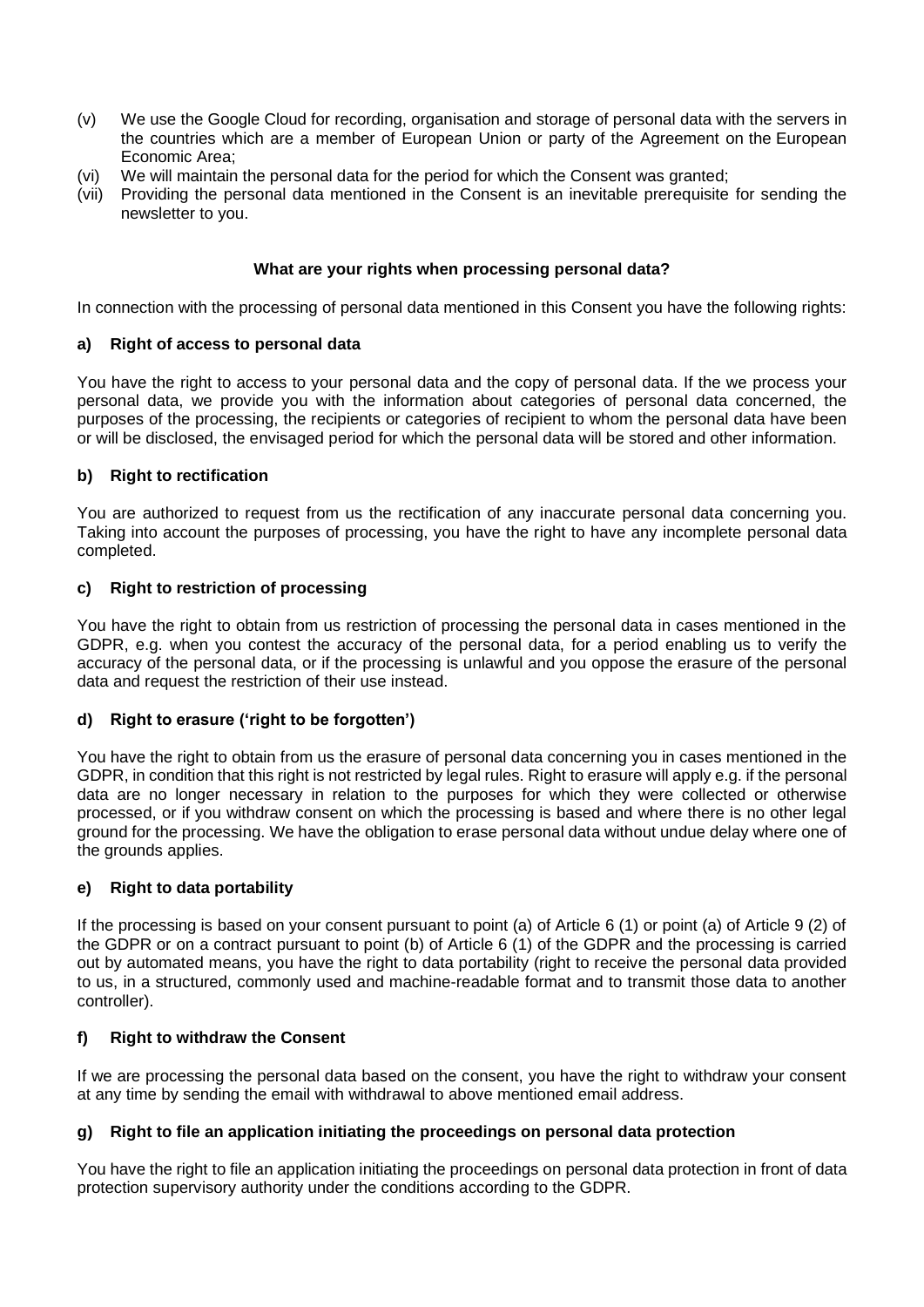(v) We use the Google Cloud for recording, organisation and storage of personal data with the servers in the countries which are a member of European Union or party of the Agreement on the European Economic Area;

(vi) We will maintain the personal data for the period for which the Consent was granted;

(vii) Providing the personal data mentioned in the Consent is an inevitable prerequisite for sending the newsletter to you.

**What are your rights when processing personal data?**

In connection with the processing of personal data mentioned in this Consent you have the following rights:

**a) Right of access to personal data**

You have the right to access to your personal data and the copy of personal data. If the we process your personal data, we provide you with the information about categories of personal data concerned, the purposes of the processing, the recipients or categories of recipient to whom the personal data have been or will be disclosed, the envisaged period for which the personal data will be stored and other information.

**b) Right to rectification**

You are authorized to request from us the rectification of any inaccurate personal data concerning you. Taking into account the purposes of processing, you have the right to have any incomplete personal data completed.

**c) Right to restriction of processing**

You have the right to obtain from us restriction of processing the personal data in cases mentioned in the GDPR, e.g. when you contest the accuracy of the personal data, for a period enabling us to verify the accuracy of the personal data, or if the processing is unlawful and you oppose the erasure of the personal data and request the restriction of their use instead.

**d) Right to erasure ('right to be forgotten')**

You have the right to obtain from us the erasure of personal data concerning you in cases mentioned in the GDPR, in condition that this right is not restricted by legal rules. Right to erasure will apply e.g. if the personal data are no longer necessary in relation to the purposes for which they were collected or otherwise processed, or if you withdraw consent on which the processing is based and where there is no other legal ground for the processing. We have the obligation to erase personal data without undue delay where one of the grounds applies.

**e) Right to data portability**

If the processing is based on your consent pursuant to point (a) of Article 6 (1) or point (a) of Article 9 (2) of the GDPR or on a contract pursuant to point (b) of Article 6 (1) of the GDPR and the processing is carried out by automated means, you have the right to data portability (right to receive the personal data provided to us, in a structured, commonly used and machine-readable format and to transmit those data to another controller).

**f) Right to withdraw the Consent**

If we are processing the personal data based on the consent, you have the right to withdraw your consent at any time by sending the email with withdrawal to above mentioned email address.

**g) Right to file an application initiating the proceedings on personal data protection**

You have the right to file an application initiating the proceedings on personal data protection in front of data protection supervisory authority under the conditions according to the GDPR.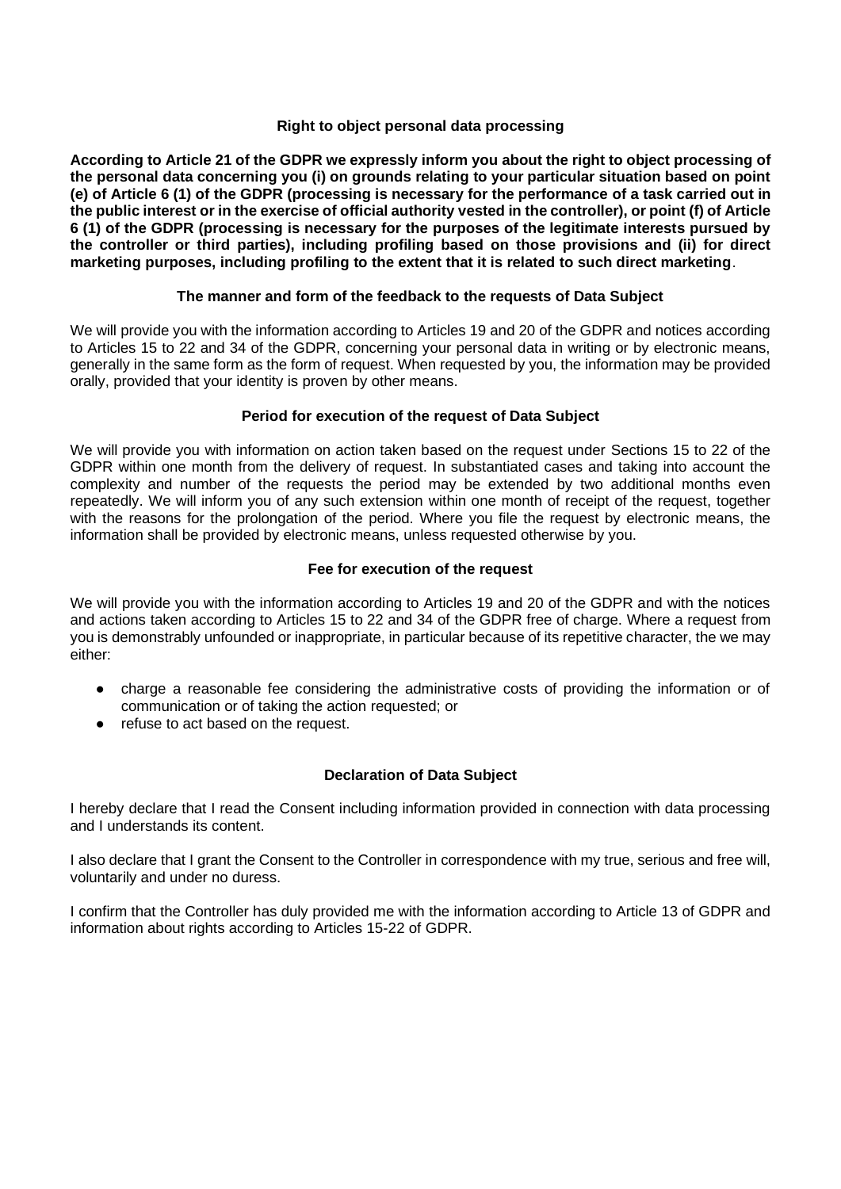### Right to object personal data processing

**According to Article 21 of the GDPR we expressly inform you about the right to object processing of the personal data concerning you (i) on grounds relating to your particular situation based on point (e) of Article 6 (1) of the GDPR (processing is necessary for the performance of a task carried out in the public interest or in the exercise of official authority vested in the controller), or point (f) of Article 6 (1) of the GDPR (processing is necessary for the purposes of the legitimate interests pursued by the controller or third parties), including profiling based on those provisions and (ii) for direct marketing purposes, including profiling to the extent that it is related to such direct marketing**.

### The manner and form of the feedback to the requests of Data Subject

We will provide you with the information according to Articles 19 and 20 of the GDPR and notices according to Articles 15 to 22 and 34 of the GDPR, concerning your personal data in writing or by electronic means, generally in the same form as the form of request. When requested by you, the information may be provided orally, provided that your identity is proven by other means.

### Period for execution of the request of Data Subject

We will provide you with information on action taken based on the request under Sections 15 to 22 of the GDPR within one month from the delivery of request. In substantiated cases and taking into account the complexity and number of the requests the period may be extended by two additional months even repeatedly. We will inform you of any such extension within one month of receipt of the request, together with the reasons for the prolongation of the period. Where you file the request by electronic means, the information shall be provided by electronic means, unless requested otherwise by you.

### Fee for execution of the request

We will provide you with the information according to Articles 19 and 20 of the GDPR and with the notices and actions taken according to Articles 15 to 22 and 34 of the GDPR free of charge. Where a request from you is demonstrably unfounded or inappropriate, in particular because of its repetitive character, the we may either:

- charge a reasonable fee considering the administrative costs of providing the information or of communication or of taking the action requested; or
- refuse to act based on the request.

### Declaration of Data Subject

I hereby declare that I read the Consent including information provided in connection with data processing and I understands its content.

I also declare that I grant the Consent to the Controller in correspondence with my true, serious and free will, voluntarily and under no duress.

I confirm that the Controller has duly provided me with the information according to Article 13 of GDPR and information about rights according to Articles 15-22 of GDPR.